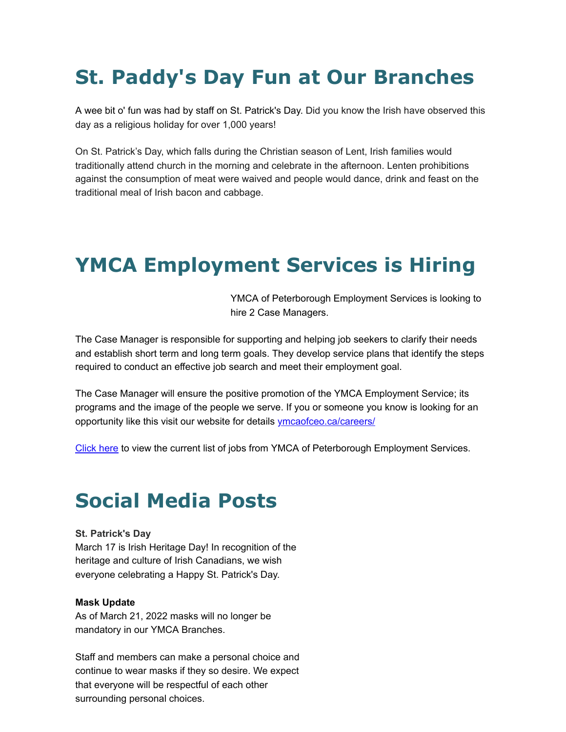# St. Paddy's Day Fun at Our Branches

A wee bit o' fun was had by staff on St. Patrick's Day. Did you know the Irish have observed this day as a religious holiday for over 1,000 years!

On St. Patrick's Day, which falls during the Christian season of Lent, Irish families would traditionally attend church in the morning and celebrate in the afternoon. Lenten prohibitions against the consumption of meat were waived and people would dance, drink and feast on the traditional meal of Irish bacon and cabbage.

# YMCA Employment Services is Hiring

YMCA of Peterborough Employment Services is looking to hire 2 Case Managers.

The Case Manager is responsible for supporting and helping job seekers to clarify their needs and establish short term and long term goals. They develop service plans that identify the steps required to conduct an effective job search and meet their employment goal.

The Case Manager will ensure the positive promotion of the YMCA Employment Service; its programs and the image of the people we serve. If you or someone you know is looking for an opportunity like this visit our website for details ymcaofceo.ca/careers/

Click here to view the current list of jobs from YMCA of Peterborough Employment Services.

# Social Media Posts

**St. Patrick's Day**
March 17 is Irish Heritage Day! In recognition of the heritage and culture of Irish Canadians, we wish everyone celebrating a Happy St. Patrick's Day.

**Mask Update**
As of March 21, 2022 masks will no longer be mandatory in our YMCA Branches.

Staff and members can make a personal choice and continue to wear masks if they so desire. We expect that everyone will be respectful of each other surrounding personal choices.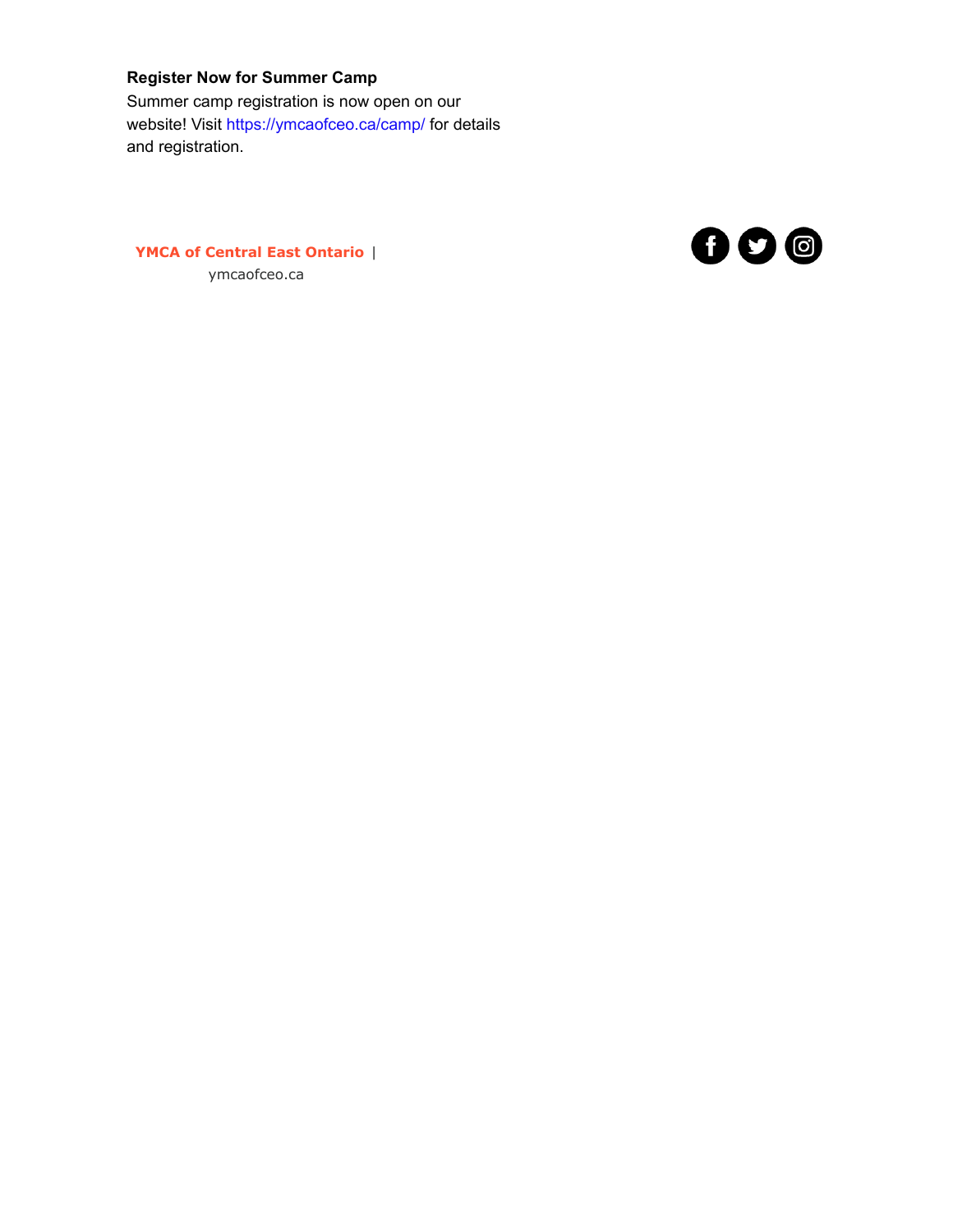**Register Now for Summer Camp**

Summer camp registration is now open on our website! Visit https://ymcaofceo.ca/camp/ for details and registration.

**YMCA of Central East Ontario** | ymcaofceo.ca